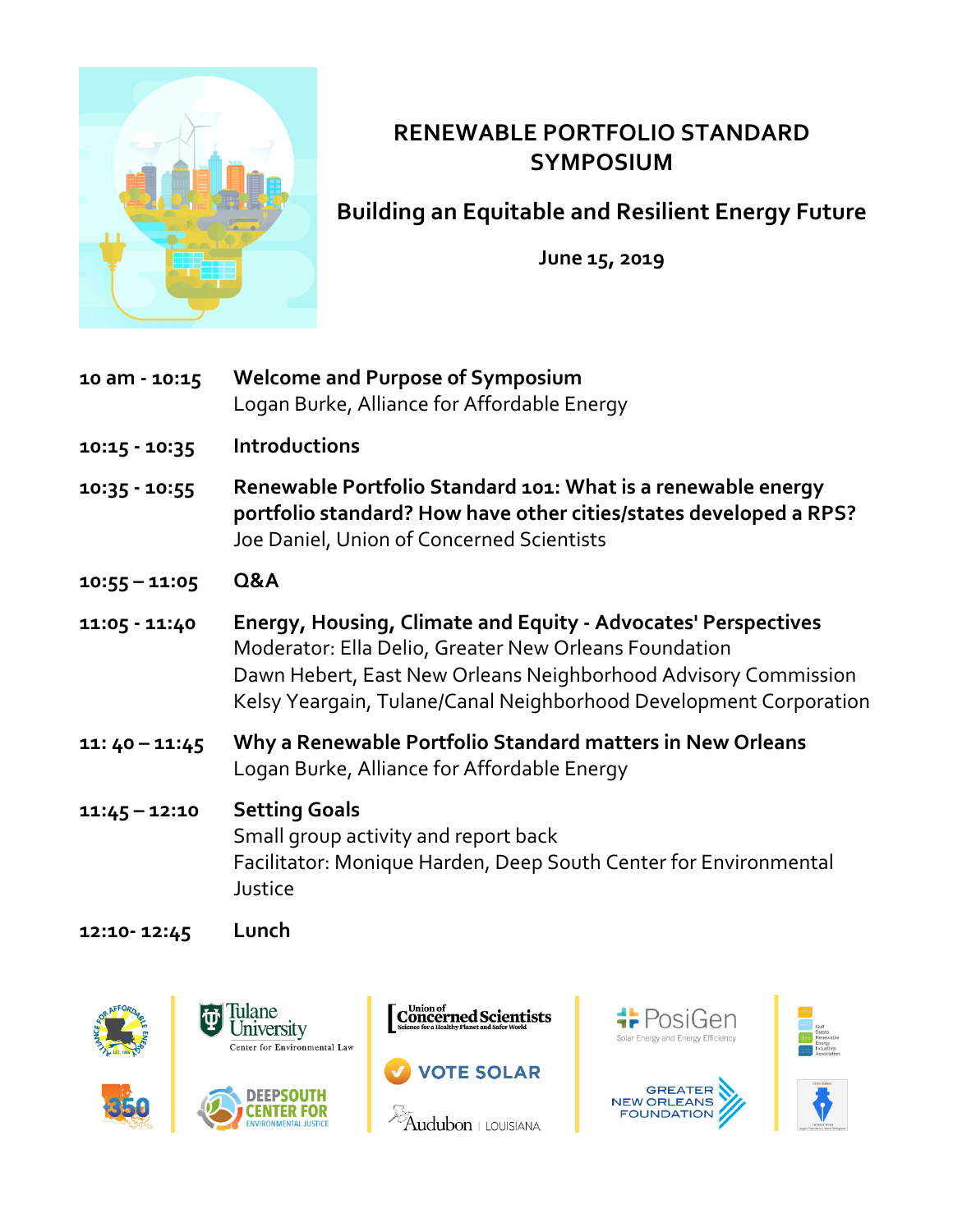# RENEWABLE PORTFOLIO STANDARD SYMPOSIUM

## Building an Equitable and Resilient Energy Future

**June 15, 2019**

| | |
|---|---|
| **10 am - 10:15** | **Welcome and Purpose of Symposium**<br>Logan Burke, Alliance for Affordable Energy |
| **10:15 - 10:35** | **Introductions** |
| **10:35 - 10:55** | **Renewable Portfolio Standard 101: What is a renewable energy portfolio standard? How have other cities/states developed a RPS?**<br>Joe Daniel, Union of Concerned Scientists |
| **10:55 – 11:05** | **Q&A** |
| **11:05 - 11:40** | **Energy, Housing, Climate and Equity - Advocates' Perspectives**<br>Moderator: Ella Delio, Greater New Orleans Foundation<br>Dawn Hebert, East New Orleans Neighborhood Advisory Commission<br>Kelsy Yeargain, Tulane/Canal Neighborhood Development Corporation |
| **11: 40 – 11:45** | **Why a Renewable Portfolio Standard matters in New Orleans**<br>Logan Burke, Alliance for Affordable Energy |
| **11:45 – 12:10** | **Setting Goals**<br>Small group activity and report back<br>Facilitator: Monique Harden, Deep South Center for Environmental Justice |
| **12:10- 12:45** | **Lunch** |

Alliance for Affordable Energy · Tulane University Center for Environmental Law · Union of Concerned Scientists · PosiGen Solar Energy and Energy Efficiency · Gulf States Renewable Energy Industries Association · 350 · Deep South Center for Environmental Justice · Vote Solar · Audubon Louisiana · Greater New Orleans Foundation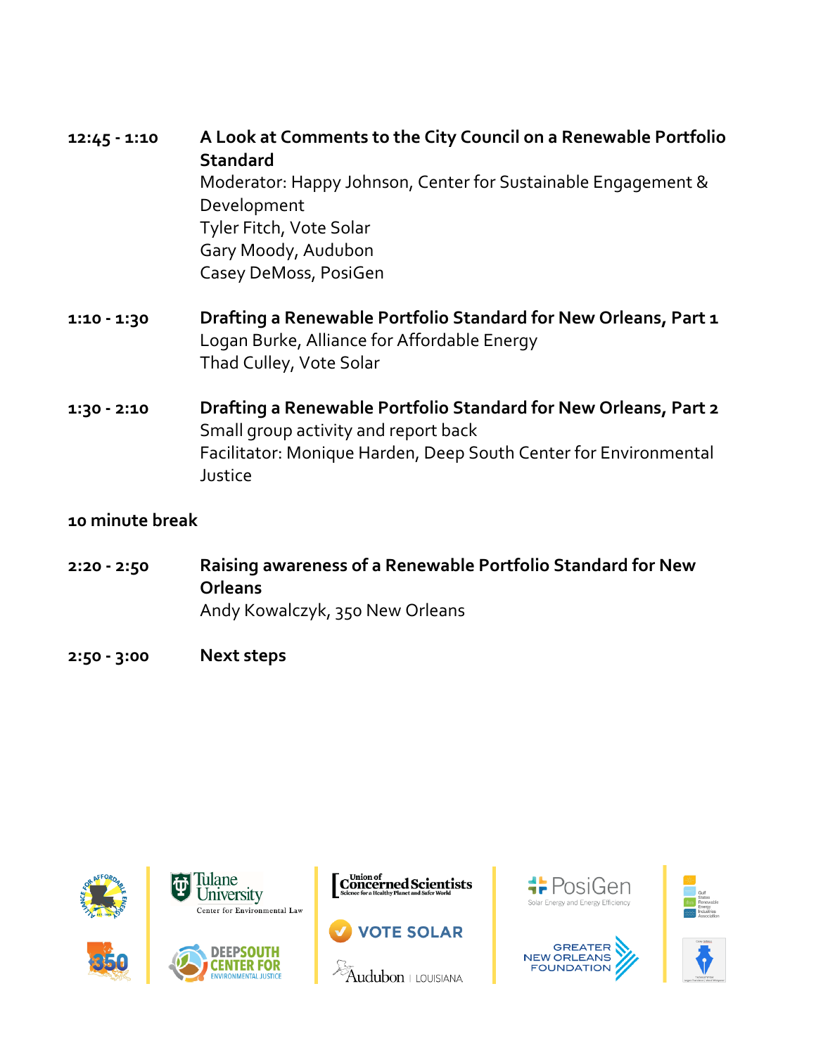**12:45 - 1:10** **A Look at Comments to the City Council on a Renewable Portfolio Standard**
Moderator: Happy Johnson, Center for Sustainable Engagement & Development
Tyler Fitch, Vote Solar
Gary Moody, Audubon
Casey DeMoss, PosiGen

**1:10 - 1:30** **Drafting a Renewable Portfolio Standard for New Orleans, Part 1**
Logan Burke, Alliance for Affordable Energy
Thad Culley, Vote Solar

**1:30 - 2:10** **Drafting a Renewable Portfolio Standard for New Orleans, Part 2**
Small group activity and report back
Facilitator: Monique Harden, Deep South Center for Environmental Justice

**10 minute break**

**2:20 - 2:50** **Raising awareness of a Renewable Portfolio Standard for New Orleans**
Andy Kowalczyk, 350 New Orleans

**2:50 - 3:00** **Next steps**